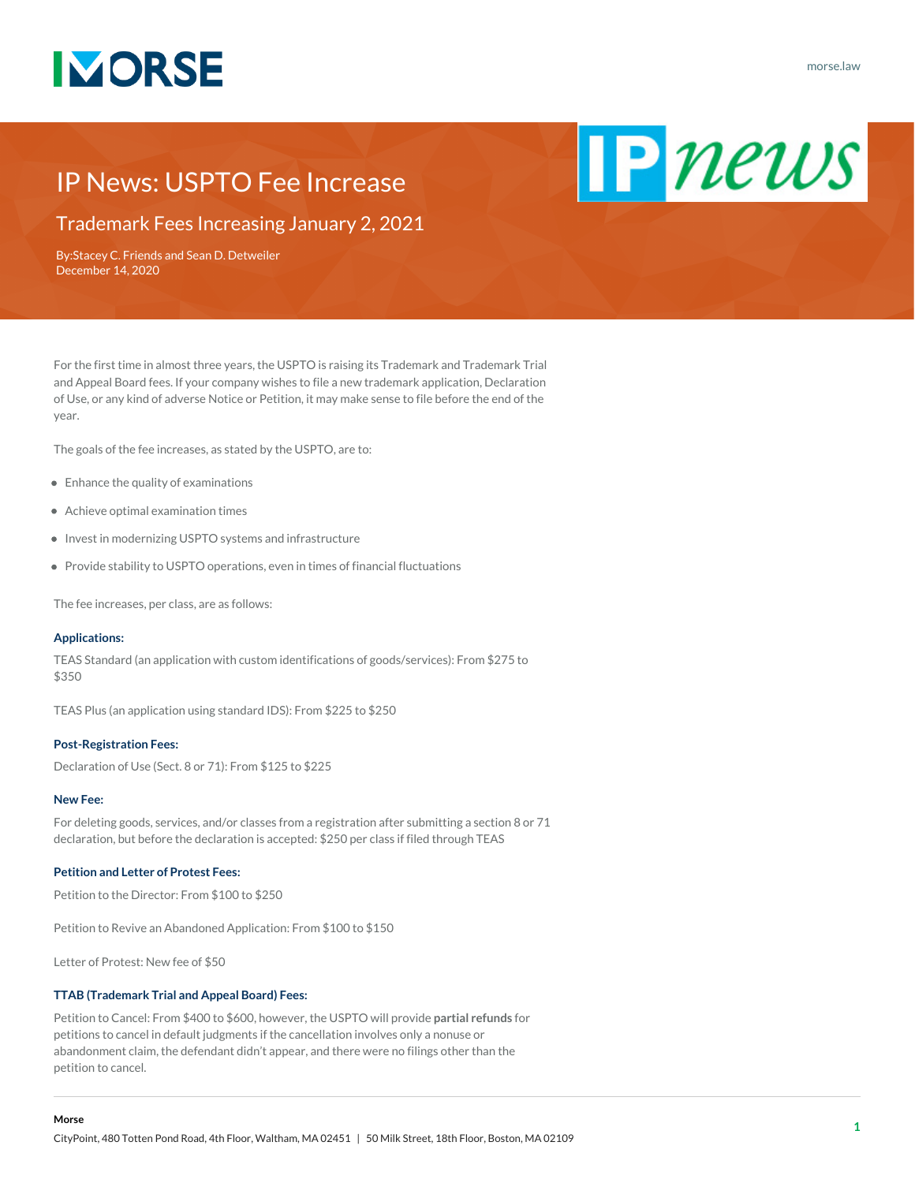# IP News: USPTO Fee Increase

## Trademark Fees Increasing January 2, 2021

By:Stacey C. Friends and Sean D. Detweiler
December 14, 2020

For the first time in almost three years, the USPTO is raising its Trademark and Trademark Trial and Appeal Board fees. If your company wishes to file a new trademark application, Declaration of Use, or any kind of adverse Notice or Petition, it may make sense to file before the end of the year.

The goals of the fee increases, as stated by the USPTO, are to:

- Enhance the quality of examinations
- Achieve optimal examination times
- Invest in modernizing USPTO systems and infrastructure
- Provide stability to USPTO operations, even in times of financial fluctuations

The fee increases, per class, are as follows:

#### Applications:

TEAS Standard (an application with custom identifications of goods/services): From $275 to $350

TEAS Plus (an application using standard IDS): From $225 to $250

#### Post-Registration Fees:

Declaration of Use (Sect. 8 or 71): From $125 to $225

#### New Fee:

For deleting goods, services, and/or classes from a registration after submitting a section 8 or 71 declaration, but before the declaration is accepted: $250 per class if filed through TEAS

#### Petition and Letter of Protest Fees:

Petition to the Director: From $100 to $250

Petition to Revive an Abandoned Application: From $100 to $150

Letter of Protest: New fee of $50

#### TTAB (Trademark Trial and Appeal Board) Fees:

Petition to Cancel: From $400 to $600, however, the USPTO will provide **partial refunds** for petitions to cancel in default judgments if the cancellation involves only a nonuse or abandonment claim, the defendant didn't appear, and there were no filings other than the petition to cancel.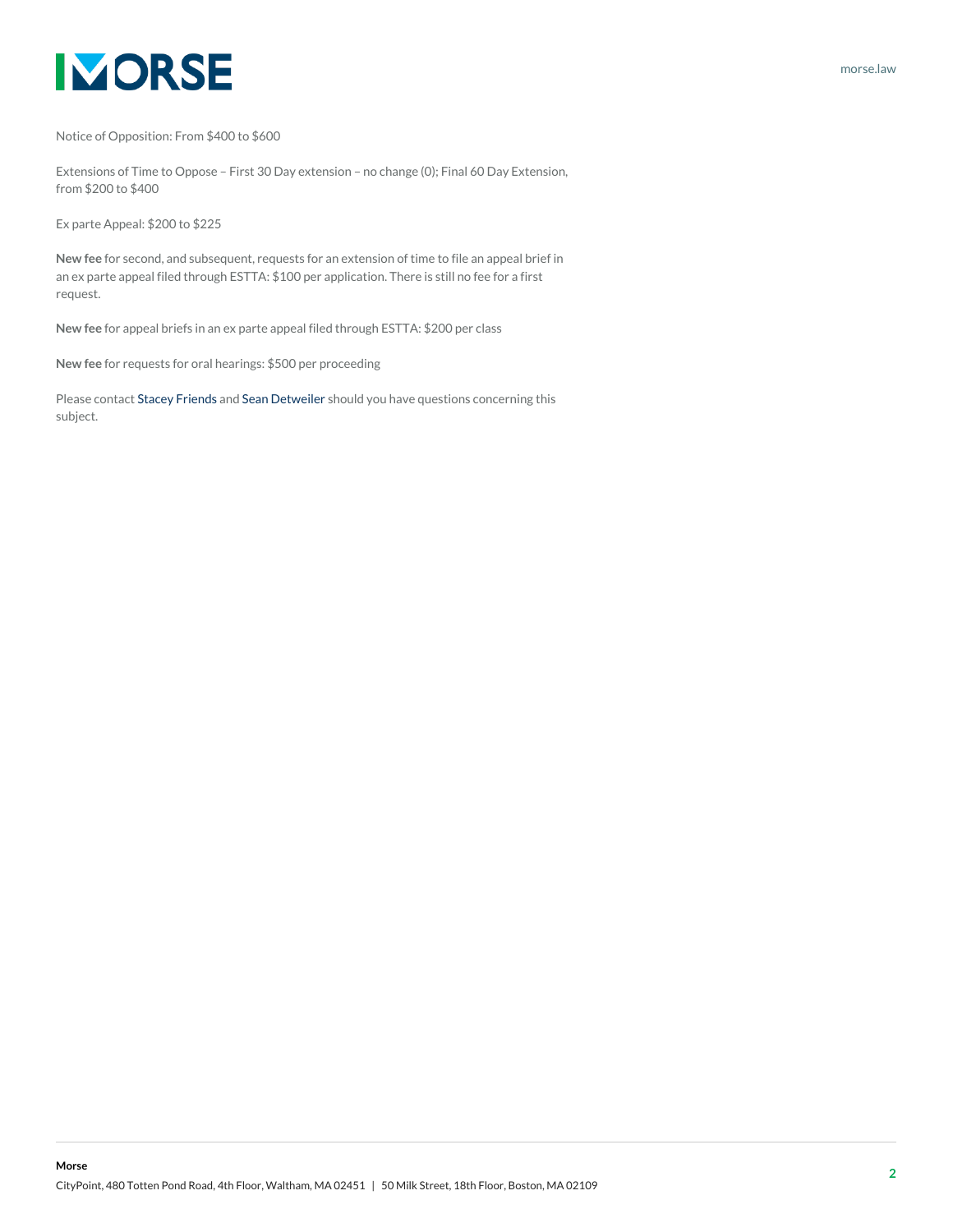Notice of Opposition: From $400 to $600

Extensions of Time to Oppose – First 30 Day extension – no change (0); Final 60 Day Extension, from $200 to $400

Ex parte Appeal: $200 to $225

**New fee** for second, and subsequent, requests for an extension of time to file an appeal brief in an ex parte appeal filed through ESTTA: $100 per application. There is still no fee for a first request.

**New fee** for appeal briefs in an ex parte appeal filed through ESTTA: $200 per class

**New fee** for requests for oral hearings: $500 per proceeding

Please contact Stacey Friends and Sean Detweiler should you have questions concerning this subject.